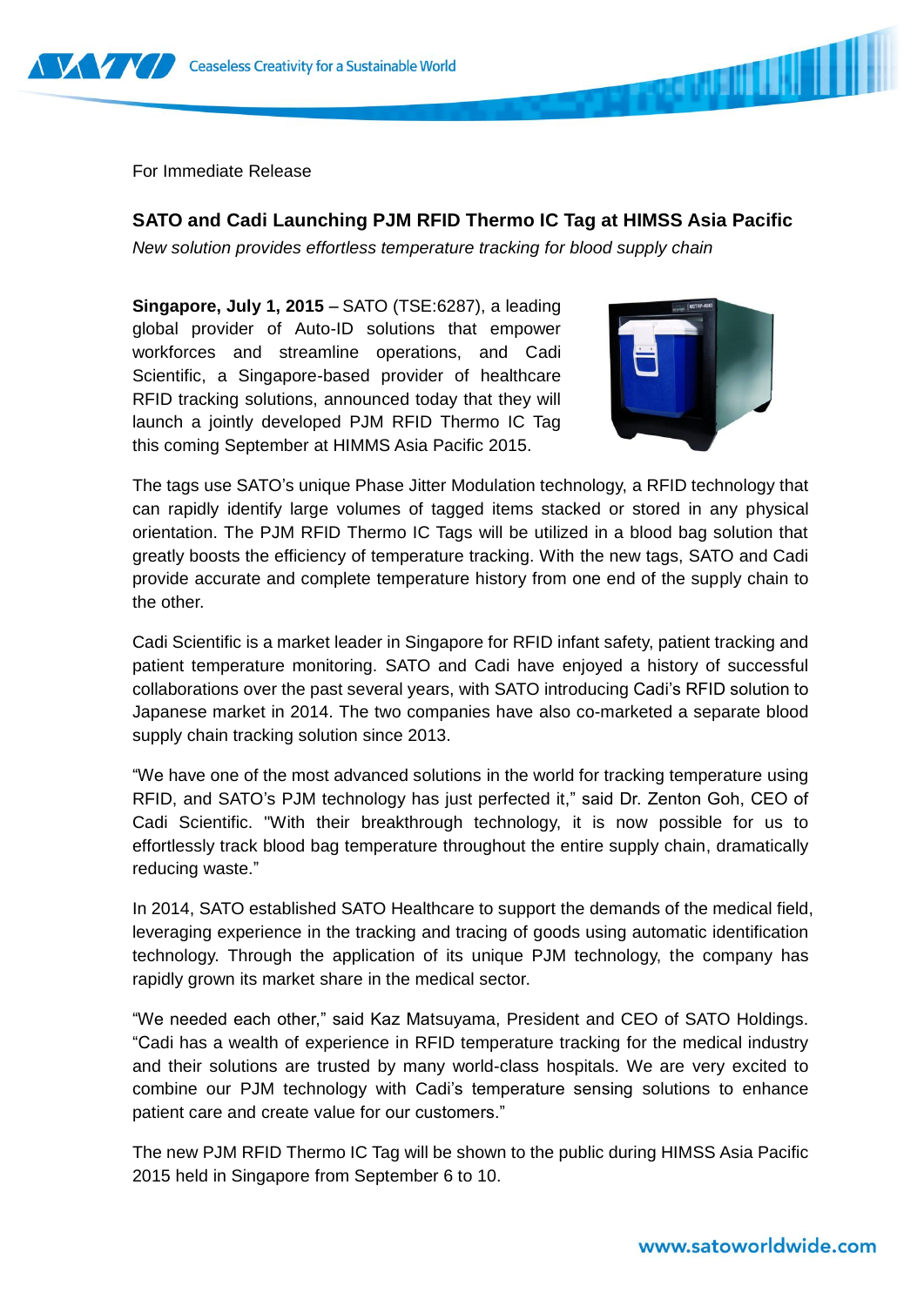For Immediate Release

## SATO and Cadi Launching PJM RFID Thermo IC Tag at HIMSS Asia Pacific

*New solution provides effortless temperature tracking for blood supply chain*

**Singapore, July 1, 2015** – SATO (TSE:6287), a leading global provider of Auto-ID solutions that empower workforces and streamline operations, and Cadi Scientific, a Singapore-based provider of healthcare RFID tracking solutions, announced today that they will launch a jointly developed PJM RFID Thermo IC Tag this coming September at HIMMS Asia Pacific 2015.

The tags use SATO's unique Phase Jitter Modulation technology, a RFID technology that can rapidly identify large volumes of tagged items stacked or stored in any physical orientation. The PJM RFID Thermo IC Tags will be utilized in a blood bag solution that greatly boosts the efficiency of temperature tracking. With the new tags, SATO and Cadi provide accurate and complete temperature history from one end of the supply chain to the other.

Cadi Scientific is a market leader in Singapore for RFID infant safety, patient tracking and patient temperature monitoring. SATO and Cadi have enjoyed a history of successful collaborations over the past several years, with SATO introducing Cadi's RFID solution to Japanese market in 2014. The two companies have also co-marketed a separate blood supply chain tracking solution since 2013.

"We have one of the most advanced solutions in the world for tracking temperature using RFID, and SATO's PJM technology has just perfected it," said Dr. Zenton Goh, CEO of Cadi Scientific. "With their breakthrough technology, it is now possible for us to effortlessly track blood bag temperature throughout the entire supply chain, dramatically reducing waste."

In 2014, SATO established SATO Healthcare to support the demands of the medical field, leveraging experience in the tracking and tracing of goods using automatic identification technology. Through the application of its unique PJM technology, the company has rapidly grown its market share in the medical sector.

"We needed each other," said Kaz Matsuyama, President and CEO of SATO Holdings. "Cadi has a wealth of experience in RFID temperature tracking for the medical industry and their solutions are trusted by many world-class hospitals. We are very excited to combine our PJM technology with Cadi's temperature sensing solutions to enhance patient care and create value for our customers."

The new PJM RFID Thermo IC Tag will be shown to the public during HIMSS Asia Pacific 2015 held in Singapore from September 6 to 10.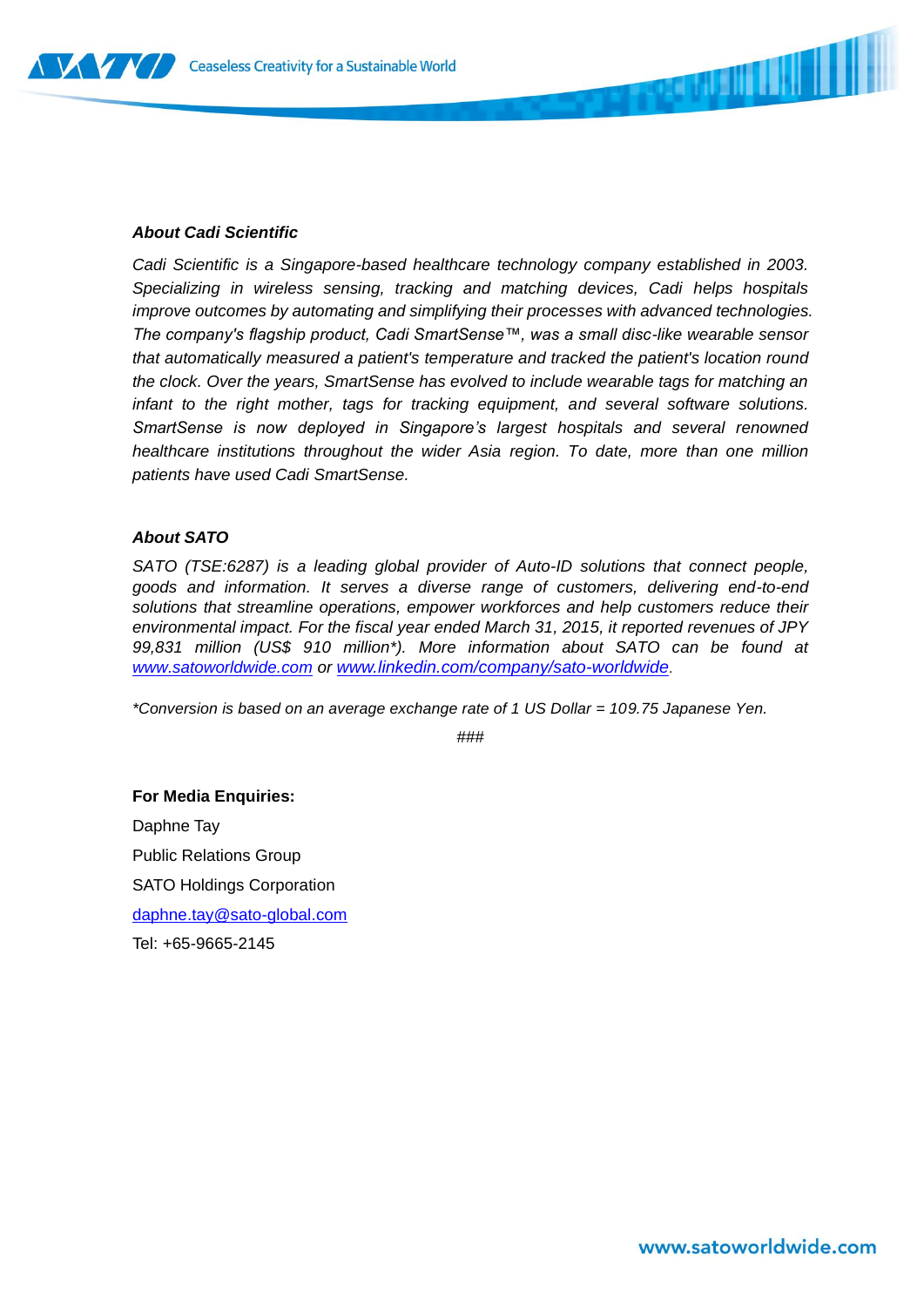***About Cadi Scientific***

*Cadi Scientific is a Singapore-based healthcare technology company established in 2003. Specializing in wireless sensing, tracking and matching devices, Cadi helps hospitals improve outcomes by automating and simplifying their processes with advanced technologies. The company's flagship product, Cadi SmartSense™, was a small disc-like wearable sensor that automatically measured a patient's temperature and tracked the patient's location round the clock. Over the years, SmartSense has evolved to include wearable tags for matching an infant to the right mother, tags for tracking equipment, and several software solutions. SmartSense is now deployed in Singapore's largest hospitals and several renowned healthcare institutions throughout the wider Asia region. To date, more than one million patients have used Cadi SmartSense.*

***About SATO***

*SATO (TSE:6287) is a leading global provider of Auto-ID solutions that connect people, goods and information. It serves a diverse range of customers, delivering end-to-end solutions that streamline operations, empower workforces and help customers reduce their environmental impact. For the fiscal year ended March 31, 2015, it reported revenues of JPY 99,831 million (US$ 910 million\*). More information about SATO can be found at www.satoworldwide.com or www.linkedin.com/company/sato-worldwide.*

*\*Conversion is based on an average exchange rate of 1 US Dollar = 109.75 Japanese Yen.*

*###*

**For Media Enquiries:**

Daphne Tay

Public Relations Group

SATO Holdings Corporation

daphne.tay@sato-global.com

Tel: +65-9665-2145